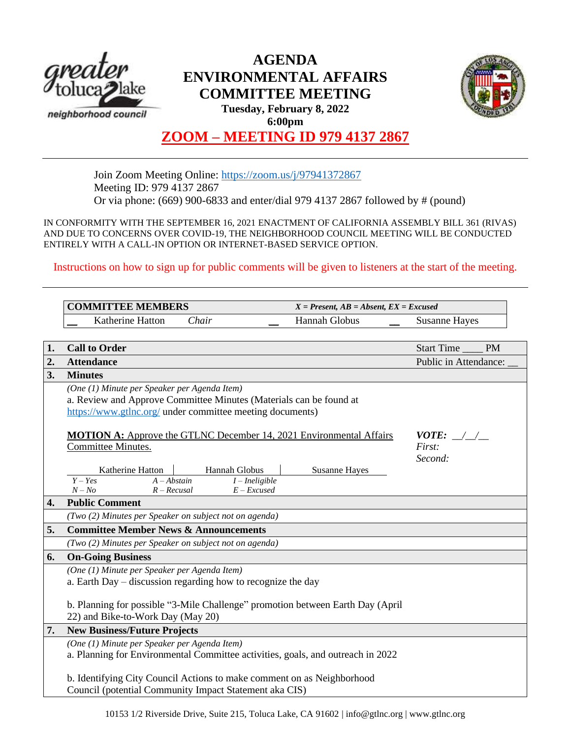# AGENDA
# ENVIRONMENTAL AFFAIRS COMMITTEE MEETING

**Tuesday, February 8, 2022**
**6:00pm**

## ZOOM – MEETING ID 979 4137 2867

Join Zoom Meeting Online: https://zoom.us/j/97941372867
Meeting ID: 979 4137 2867
Or via phone: (669) 900-6833 and enter/dial 979 4137 2867 followed by # (pound)

IN CONFORMITY WITH THE SEPTEMBER 16, 2021 ENACTMENT OF CALIFORNIA ASSEMBLY BILL 361 (RIVAS) AND DUE TO CONCERNS OVER COVID-19, THE NEIGHBORHOOD COUNCIL MEETING WILL BE CONDUCTED ENTIRELY WITH A CALL-IN OPTION OR INTERNET-BASED SERVICE OPTION.

Instructions on how to sign up for public comments will be given to listeners at the start of the meeting.

| **COMMITTEE MEMBERS** | | *X = Present, AB = Absent, EX = Excused* | |
|---|---|---|---|
| __ Katherine Hatton | *Chair* | __ Hannah Globus | __ Susanne Hayes |

| | | |
|---|---|---|
| **1.** | **Call to Order** | Start Time ____ PM |
| **2.** | **Attendance** | Public in Attendance: __ |
| **3.** | **Minutes** | |
| | *(One (1) Minute per Speaker per Agenda Item)*<br>a. Review and Approve Committee Minutes (Materials can be found at https://www.gtlnc.org/ under committee meeting documents)<br><br>**MOTION A:** Approve the GTLNC December 14, 2021 Environmental Affairs Committee Minutes.<br><br>Katherine Hatton \| Hannah Globus \| Susanne Hayes<br>*Y – Yes* *A – Abstain* *I – Ineligible*<br>*N – No* *R – Recusal* *E – Excused* | ***VOTE:*** __/__/__<br>*First:*<br>*Second:* |
| **4.** | **Public Comment** | |
| | *(Two (2) Minutes per Speaker on subject not on agenda)* | |
| **5.** | **Committee Member News & Announcements** | |
| | *(Two (2) Minutes per Speaker on subject not on agenda)* | |
| **6.** | **On-Going Business** | |
| | *(One (1) Minute per Speaker per Agenda Item)*<br>a. Earth Day – discussion regarding how to recognize the day<br><br>b. Planning for possible "3-Mile Challenge" promotion between Earth Day (April 22) and Bike-to-Work Day (May 20) | |
| **7.** | **New Business/Future Projects** | |
| | *(One (1) Minute per Speaker per Agenda Item)*<br>a. Planning for Environmental Committee activities, goals, and outreach in 2022<br><br>b. Identifying City Council Actions to make comment on as Neighborhood Council (potential Community Impact Statement aka CIS) | |

10153 1/2 Riverside Drive, Suite 215, Toluca Lake, CA 91602 | info@gtlnc.org | www.gtlnc.org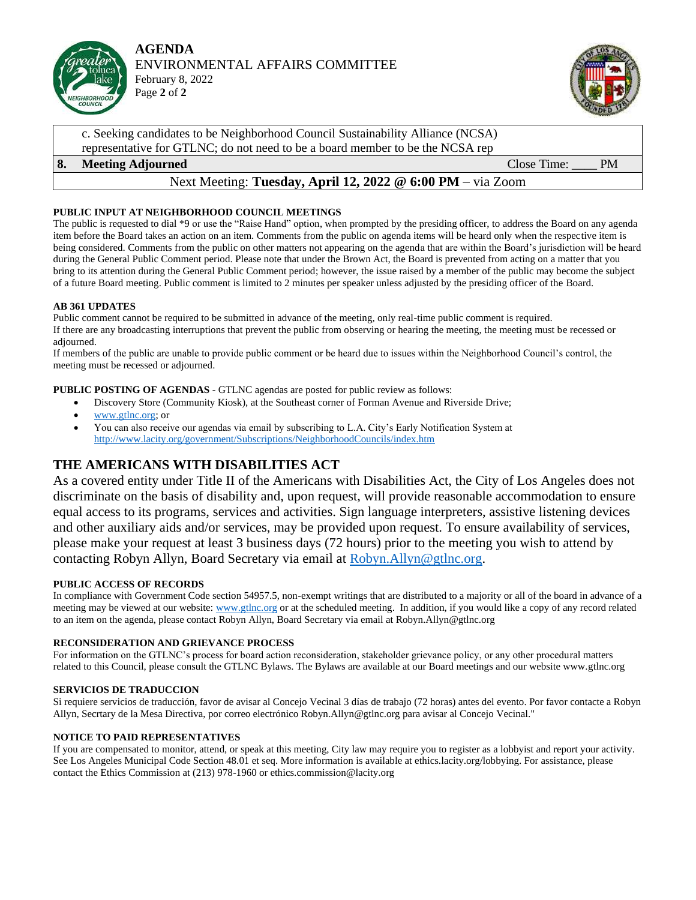| | | |
|---|---|---|
| | c. Seeking candidates to be Neighborhood Council Sustainability Alliance (NCSA) representative for GTLNC; do not need to be a board member to be the NCSA rep | |
| **8.** | **Meeting Adjourned** | Close Time: ____ PM |
| | Next Meeting: **Tuesday, April 12, 2022 @ 6:00 PM** – via Zoom | |

**PUBLIC INPUT AT NEIGHBORHOOD COUNCIL MEETINGS**

The public is requested to dial *9 or use the "Raise Hand" option, when prompted by the presiding officer, to address the Board on any agenda item before the Board takes an action on an item. Comments from the public on agenda items will be heard only when the respective item is being considered. Comments from the public on other matters not appearing on the agenda that are within the Board's jurisdiction will be heard during the General Public Comment period. Please note that under the Brown Act, the Board is prevented from acting on a matter that you bring to its attention during the General Public Comment period; however, the issue raised by a member of the public may become the subject of a future Board meeting. Public comment is limited to 2 minutes per speaker unless adjusted by the presiding officer of the Board.

**AB 361 UPDATES**

Public comment cannot be required to be submitted in advance of the meeting, only real-time public comment is required.

If there are any broadcasting interruptions that prevent the public from observing or hearing the meeting, the meeting must be recessed or adjourned.

If members of the public are unable to provide public comment or be heard due to issues within the Neighborhood Council's control, the meeting must be recessed or adjourned.

**PUBLIC POSTING OF AGENDAS** - GTLNC agendas are posted for public review as follows:

- Discovery Store (Community Kiosk), at the Southeast corner of Forman Avenue and Riverside Drive;
- www.gtlnc.org; or
- You can also receive our agendas via email by subscribing to L.A. City's Early Notification System at http://www.lacity.org/government/Subscriptions/NeighborhoodCouncils/index.htm

## THE AMERICANS WITH DISABILITIES ACT

As a covered entity under Title II of the Americans with Disabilities Act, the City of Los Angeles does not discriminate on the basis of disability and, upon request, will provide reasonable accommodation to ensure equal access to its programs, services and activities. Sign language interpreters, assistive listening devices and other auxiliary aids and/or services, may be provided upon request. To ensure availability of services, please make your request at least 3 business days (72 hours) prior to the meeting you wish to attend by contacting Robyn Allyn, Board Secretary via email at Robyn.Allyn@gtlnc.org.

**PUBLIC ACCESS OF RECORDS**

In compliance with Government Code section 54957.5, non-exempt writings that are distributed to a majority or all of the board in advance of a meeting may be viewed at our website: www.gtlnc.org or at the scheduled meeting. In addition, if you would like a copy of any record related to an item on the agenda, please contact Robyn Allyn, Board Secretary via email at Robyn.Allyn@gtlnc.org

**RECONSIDERATION AND GRIEVANCE PROCESS**

For information on the GTLNC's process for board action reconsideration, stakeholder grievance policy, or any other procedural matters related to this Council, please consult the GTLNC Bylaws. The Bylaws are available at our Board meetings and our website www.gtlnc.org

**SERVICIOS DE TRADUCCION**

Si requiere servicios de traducción, favor de avisar al Concejo Vecinal 3 días de trabajo (72 horas) antes del evento. Por favor contacte a Robyn Allyn, Secrtary de la Mesa Directiva, por correo electrónico Robyn.Allyn@gtlnc.org para avisar al Concejo Vecinal."

**NOTICE TO PAID REPRESENTATIVES**

If you are compensated to monitor, attend, or speak at this meeting, City law may require you to register as a lobbyist and report your activity. See Los Angeles Municipal Code Section 48.01 et seq. More information is available at ethics.lacity.org/lobbying. For assistance, please contact the Ethics Commission at (213) 978-1960 or ethics.commission@lacity.org